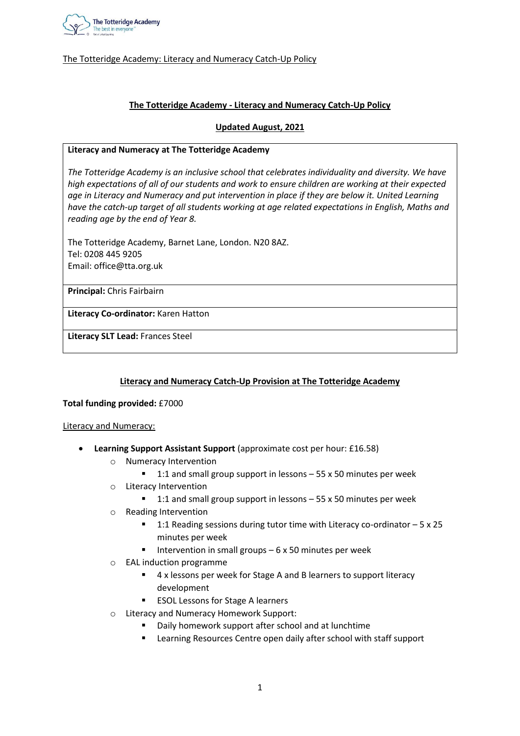The Totteridge Academy: Literacy and Numeracy Catch-Up Policy

## The Totteridge Academy - Literacy and Numeracy Catch-Up Policy

### Updated August, 2021

**Literacy and Numeracy at The Totteridge Academy**

*The Totteridge Academy is an inclusive school that celebrates individuality and diversity. We have high expectations of all of our students and work to ensure children are working at their expected age in Literacy and Numeracy and put intervention in place if they are below it. United Learning have the catch-up target of all students working at age related expectations in English, Maths and reading age by the end of Year 8.*

The Totteridge Academy, Barnet Lane, London. N20 8AZ.
Tel: 0208 445 9205
Email: office@tta.org.uk

**Principal:** Chris Fairbairn

**Literacy Co-ordinator:** Karen Hatton

**Literacy SLT Lead:** Frances Steel

### Literacy and Numeracy Catch-Up Provision at The Totteridge Academy

**Total funding provided:** £7000

Literacy and Numeracy:

- **Learning Support Assistant Support** (approximate cost per hour: £16.58)
  - Numeracy Intervention
    - 1:1 and small group support in lessons – 55 x 50 minutes per week
  - Literacy Intervention
    - 1:1 and small group support in lessons – 55 x 50 minutes per week
  - Reading Intervention
    - 1:1 Reading sessions during tutor time with Literacy co-ordinator – 5 x 25 minutes per week
    - Intervention in small groups – 6 x 50 minutes per week
  - EAL induction programme
    - 4 x lessons per week for Stage A and B learners to support literacy development
    - ESOL Lessons for Stage A learners
  - Literacy and Numeracy Homework Support:
    - Daily homework support after school and at lunchtime
    - Learning Resources Centre open daily after school with staff support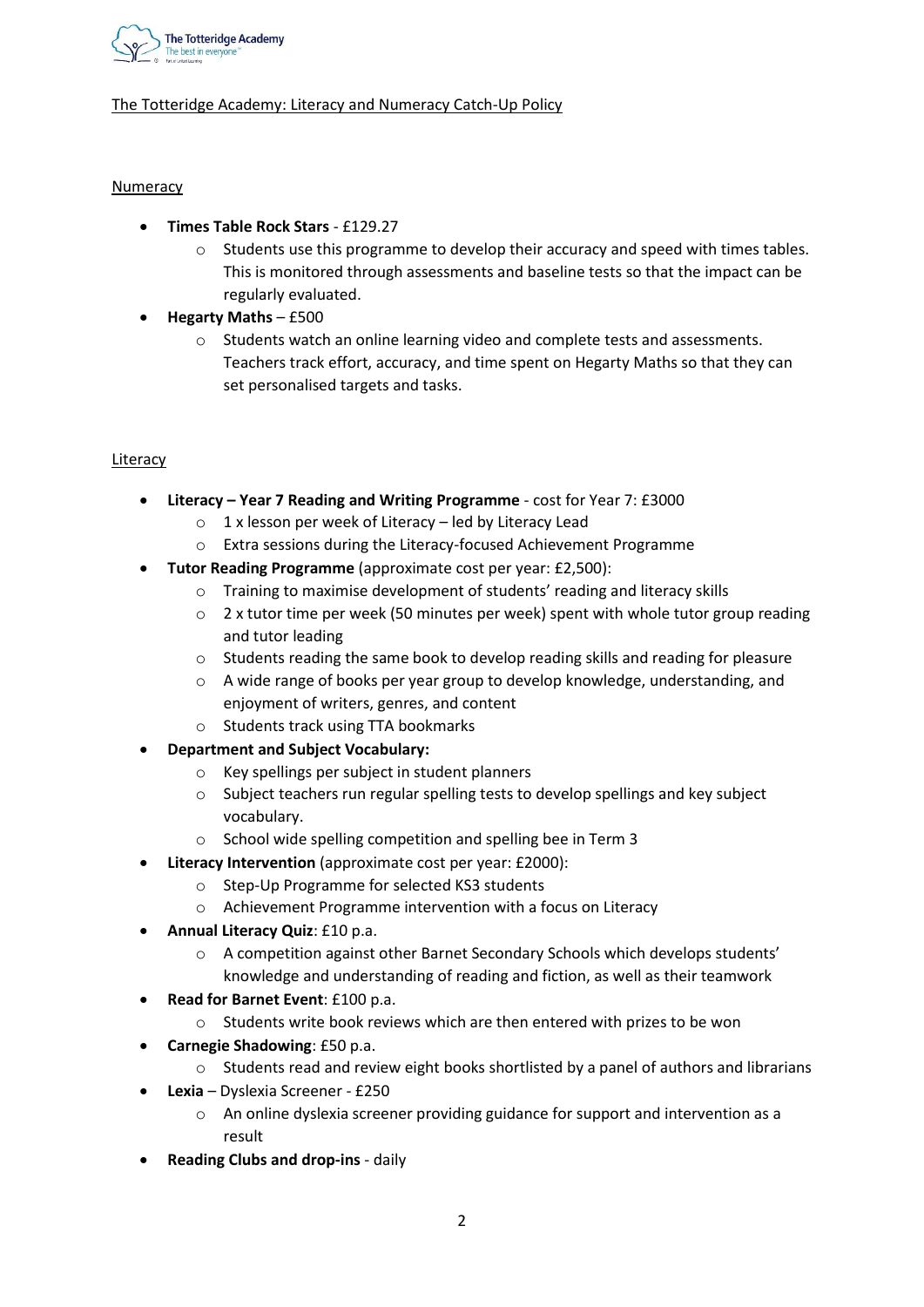The Totteridge Academy: Literacy and Numeracy Catch-Up Policy

## Numeracy

- **Times Table Rock Stars** - £129.27
  - Students use this programme to develop their accuracy and speed with times tables. This is monitored through assessments and baseline tests so that the impact can be regularly evaluated.
- **Hegarty Maths** – £500
  - Students watch an online learning video and complete tests and assessments. Teachers track effort, accuracy, and time spent on Hegarty Maths so that they can set personalised targets and tasks.

## Literacy

- **Literacy – Year 7 Reading and Writing Programme** - cost for Year 7: £3000
  - 1 x lesson per week of Literacy – led by Literacy Lead
  - Extra sessions during the Literacy-focused Achievement Programme
- **Tutor Reading Programme** (approximate cost per year: £2,500):
  - Training to maximise development of students' reading and literacy skills
  - 2 x tutor time per week (50 minutes per week) spent with whole tutor group reading and tutor leading
  - Students reading the same book to develop reading skills and reading for pleasure
  - A wide range of books per year group to develop knowledge, understanding, and enjoyment of writers, genres, and content
  - Students track using TTA bookmarks
- **Department and Subject Vocabulary:**
  - Key spellings per subject in student planners
  - Subject teachers run regular spelling tests to develop spellings and key subject vocabulary.
  - School wide spelling competition and spelling bee in Term 3
- **Literacy Intervention** (approximate cost per year: £2000):
  - Step-Up Programme for selected KS3 students
  - Achievement Programme intervention with a focus on Literacy
- **Annual Literacy Quiz**: £10 p.a.
  - A competition against other Barnet Secondary Schools which develops students' knowledge and understanding of reading and fiction, as well as their teamwork
- **Read for Barnet Event**: £100 p.a.
  - Students write book reviews which are then entered with prizes to be won
- **Carnegie Shadowing**: £50 p.a.
  - Students read and review eight books shortlisted by a panel of authors and librarians
- **Lexia** – Dyslexia Screener - £250
  - An online dyslexia screener providing guidance for support and intervention as a result
- **Reading Clubs and drop-ins** - daily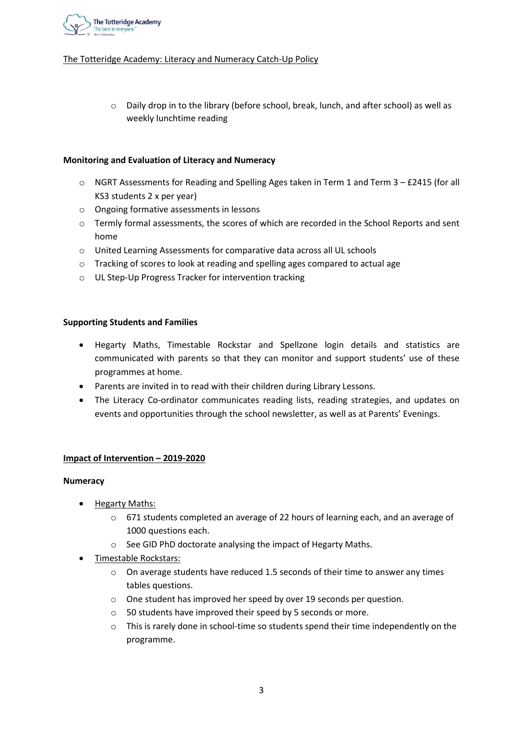- Daily drop in to the library (before school, break, lunch, and after school) as well as weekly lunchtime reading

**Monitoring and Evaluation of Literacy and Numeracy**

- NGRT Assessments for Reading and Spelling Ages taken in Term 1 and Term 3 – £2415 (for all KS3 students 2 x per year)
- Ongoing formative assessments in lessons
- Termly formal assessments, the scores of which are recorded in the School Reports and sent home
- United Learning Assessments for comparative data across all UL schools
- Tracking of scores to look at reading and spelling ages compared to actual age
- UL Step-Up Progress Tracker for intervention tracking

**Supporting Students and Families**

- Hegarty Maths, Timestable Rockstar and Spellzone login details and statistics are communicated with parents so that they can monitor and support students' use of these programmes at home.
- Parents are invited in to read with their children during Library Lessons.
- The Literacy Co-ordinator communicates reading lists, reading strategies, and updates on events and opportunities through the school newsletter, as well as at Parents' Evenings.

**Impact of Intervention – 2019-2020**

**Numeracy**

- Hegarty Maths:
  - 671 students completed an average of 22 hours of learning each, and an average of 1000 questions each.
  - See GID PhD doctorate analysing the impact of Hegarty Maths.
- Timestable Rockstars:
  - On average students have reduced 1.5 seconds of their time to answer any times tables questions.
  - One student has improved her speed by over 19 seconds per question.
  - 50 students have improved their speed by 5 seconds or more.
  - This is rarely done in school-time so students spend their time independently on the programme.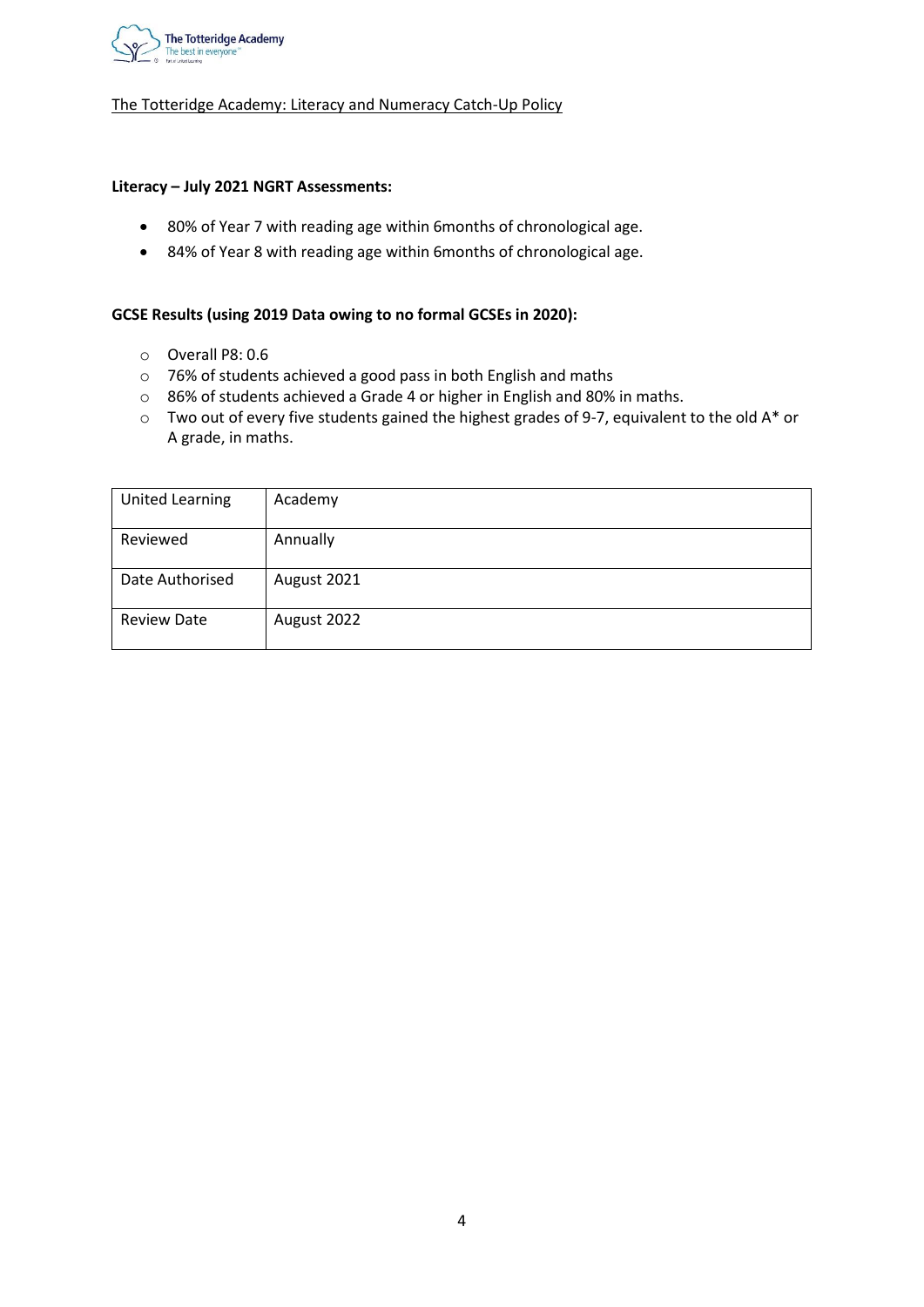The Totteridge Academy: Literacy and Numeracy Catch-Up Policy

**Literacy – July 2021 NGRT Assessments:**

- 80% of Year 7 with reading age within 6months of chronological age.
- 84% of Year 8 with reading age within 6months of chronological age.

**GCSE Results (using 2019 Data owing to no formal GCSEs in 2020):**

- Overall P8: 0.6
- 76% of students achieved a good pass in both English and maths
- 86% of students achieved a Grade 4 or higher in English and 80% in maths.
- Two out of every five students gained the highest grades of 9-7, equivalent to the old A* or A grade, in maths.

| | |
|---|---|
| United Learning | Academy |
| Reviewed | Annually |
| Date Authorised | August 2021 |
| Review Date | August 2022 |